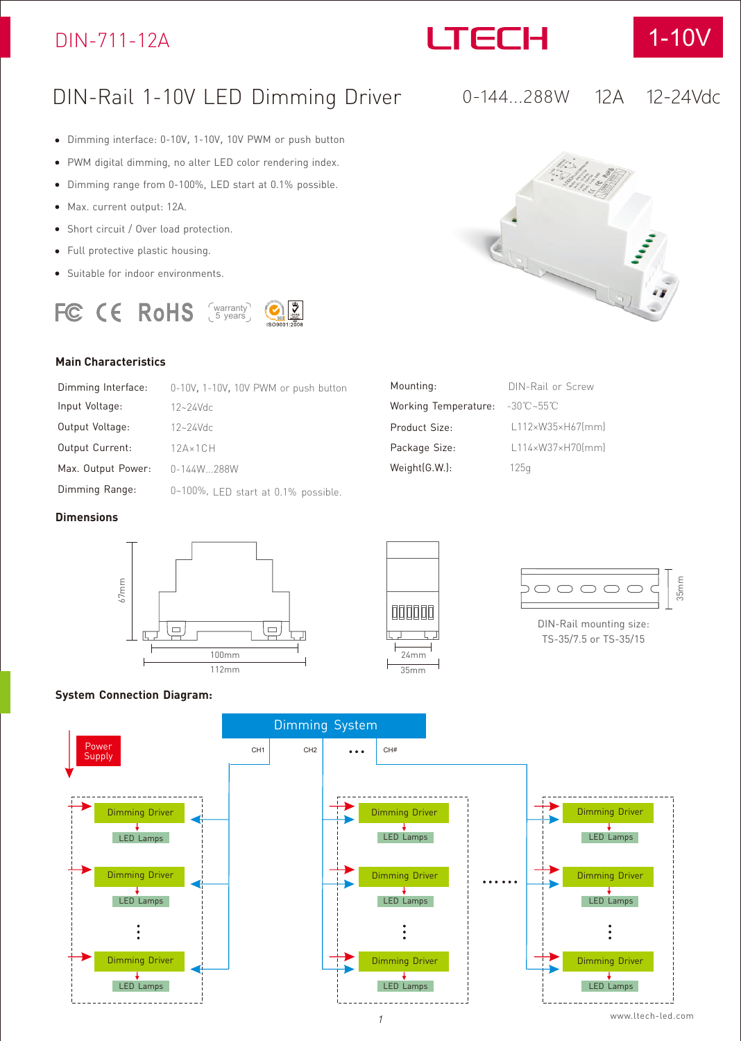DIN-711-12A

LTECH

1-10V

# DIN-Rail 1-10V LED Dimming Driver

0-144...288W 12A 12-24Vdc

- Dimming interface: 0-10V, 1-10V, 10V PWM or push button
- PWM digital dimming, no alter LED color rendering index.
- Dimming range from 0-100%, LED start at 0.1% possible.
- Max. current output: 12A.
- Short circuit / Over load protection.
- Full protective plastic housing.
- Suitable for indoor environments.

FC CE RoHS warranty 5 years ISO9001:2008

## Main Characteristics

| | | | |
|---|---|---|---|
| Dimming Interface: | 0-10V, 1-10V, 10V PWM or push button | Mounting: | DIN-Rail or Screw |
| Input Voltage: | 12~24Vdc | Working Temperature: | -30℃~55℃ |
| Output Voltage: | 12~24Vdc | Product Size: | L112×W35×H67(mm) |
| Output Current: | 12A×1CH | Package Size: | L114×W37×H70(mm) |
| Max. Output Power: | 0-144W...288W | Weight(G.W.): | 125g |
| Dimming Range: | 0~100%, LED start at 0.1% possible. | | |

## Dimensions

67mm

100mm

112mm

24mm

35mm

35mm

DIN-Rail mounting size:
TS-35/7.5 or TS-35/15

## System Connection Diagram:

Dimming System

CH1 CH2 ••• CH#

Power Supply

Dimming Driver
LED Lamps

Dimming Driver
LED Lamps

Dimming Driver
LED Lamps

Dimming Driver
LED Lamps

Dimming Driver
LED Lamps

Dimming Driver
LED Lamps

Dimming Driver
LED Lamps

Dimming Driver
LED Lamps

Dimming Driver
LED Lamps

www.ltech-led.com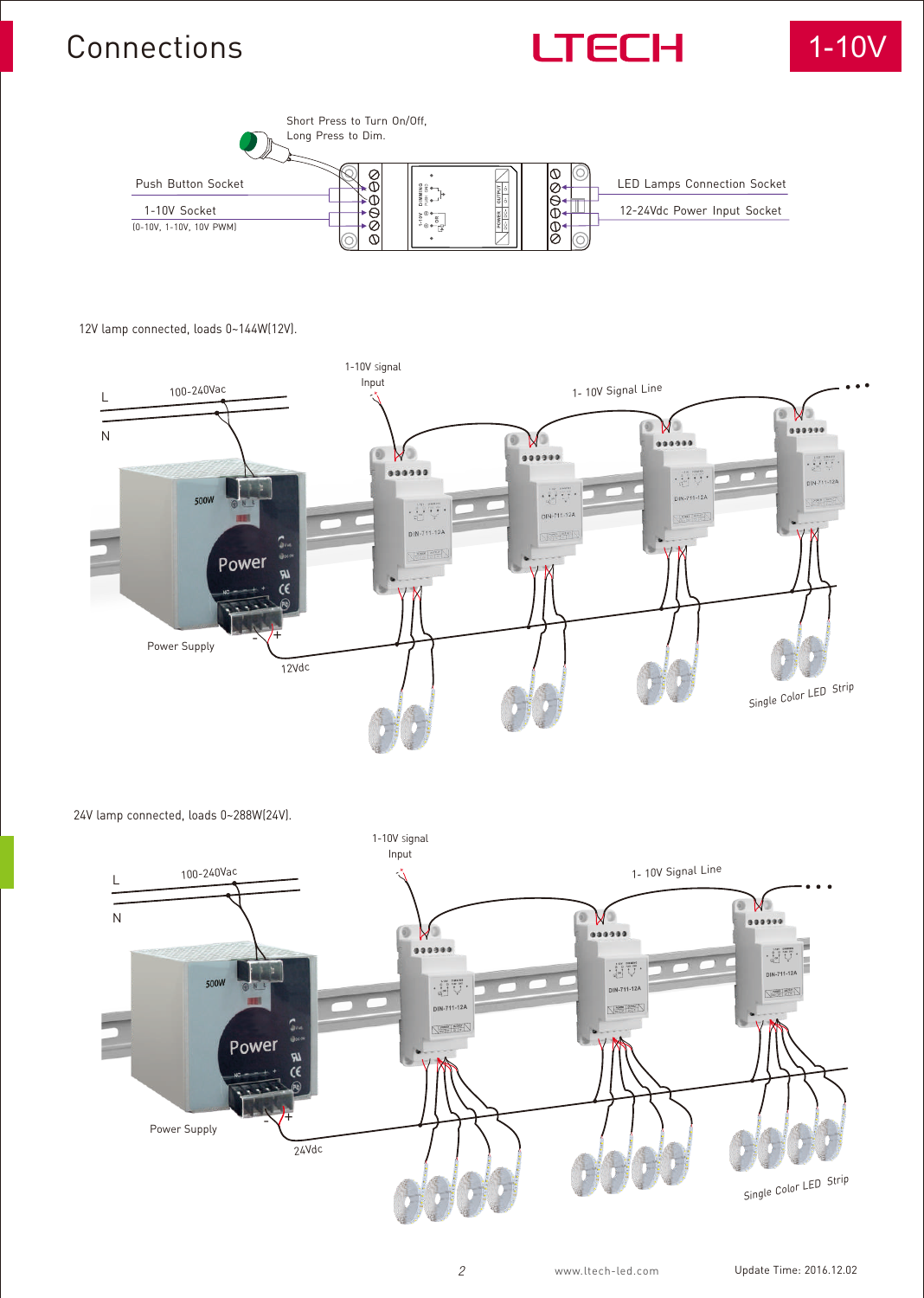# Connections

LTECH

1-10V

Short Press to Turn On/Off,
Long Press to Dim.

Push Button Socket

1-10V Socket
(0-10V, 1-10V, 10V PWM)

LED Lamps Connection Socket

12-24Vdc Power Input Socket

12V lamp connected, loads 0~144W(12V).

L
N
100-240Vac
1-10V signal
Input
1- 10V Signal Line
Power Supply
12Vdc
Single Color LED Strip

24V lamp connected, loads 0~288W(24V).

L
N
100-240Vac
1-10V signal
Input
1- 10V Signal Line
Power Supply
24Vdc
Single Color LED Strip

www.ltech-led.com

Update Time: 2016.12.02